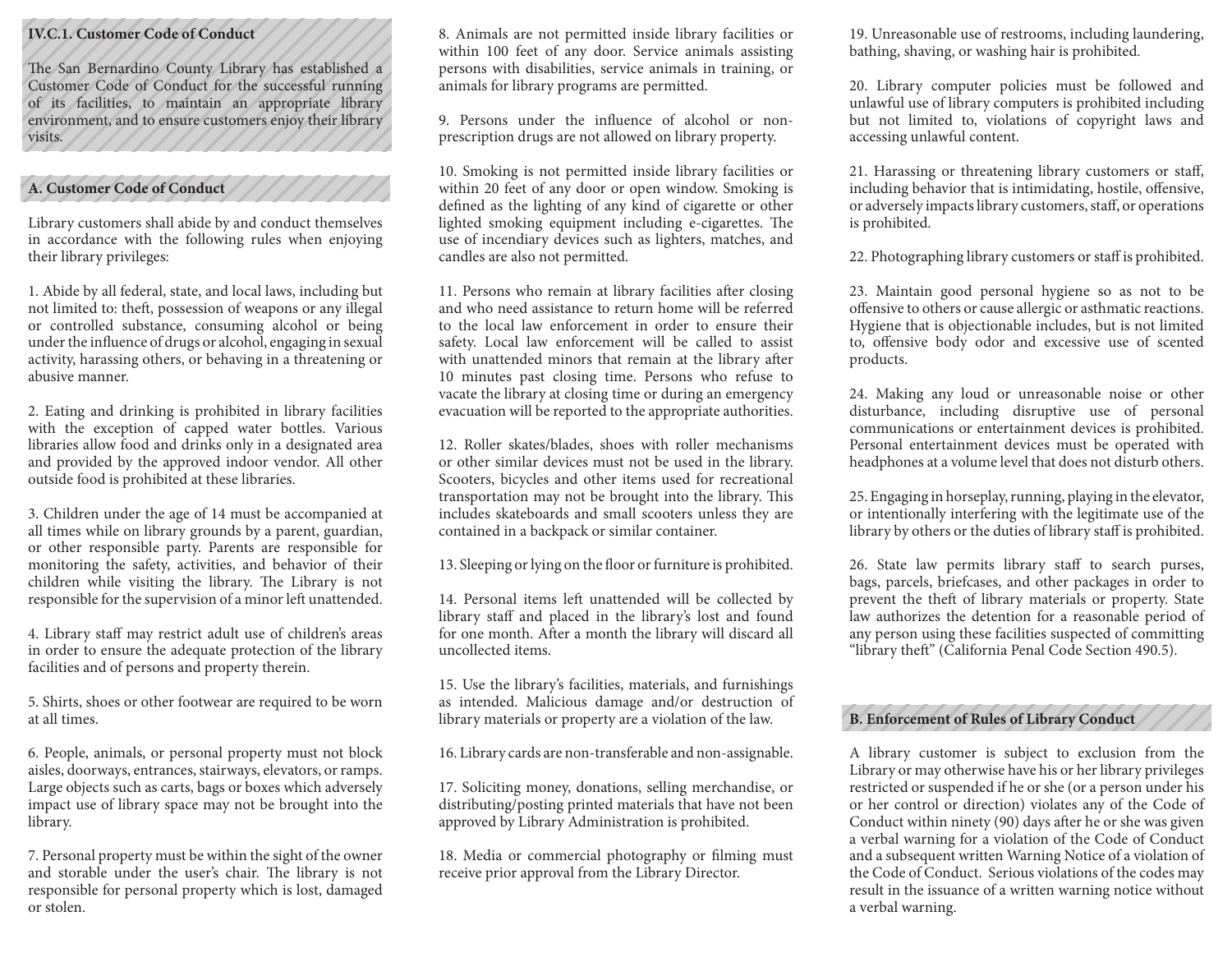## IV.C.1. Customer Code of Conduct

The San Bernardino County Library has established a Customer Code of Conduct for the successful running of its facilities, to maintain an appropriate library environment, and to ensure customers enjoy their library visits.

### A. Customer Code of Conduct

Library customers shall abide by and conduct themselves in accordance with the following rules when enjoying their library privileges:

1. Abide by all federal, state, and local laws, including but not limited to: theft, possession of weapons or any illegal or controlled substance, consuming alcohol or being under the influence of drugs or alcohol, engaging in sexual activity, harassing others, or behaving in a threatening or abusive manner.

2. Eating and drinking is prohibited in library facilities with the exception of capped water bottles. Various libraries allow food and drinks only in a designated area and provided by the approved indoor vendor. All other outside food is prohibited at these libraries.

3. Children under the age of 14 must be accompanied at all times while on library grounds by a parent, guardian, or other responsible party. Parents are responsible for monitoring the safety, activities, and behavior of their children while visiting the library. The Library is not responsible for the supervision of a minor left unattended.

4. Library staff may restrict adult use of children's areas in order to ensure the adequate protection of the library facilities and of persons and property therein.

5. Shirts, shoes or other footwear are required to be worn at all times.

6. People, animals, or personal property must not block aisles, doorways, entrances, stairways, elevators, or ramps. Large objects such as carts, bags or boxes which adversely impact use of library space may not be brought into the library.

7. Personal property must be within the sight of the owner and storable under the user's chair. The library is not responsible for personal property which is lost, damaged or stolen.

8. Animals are not permitted inside library facilities or within 100 feet of any door. Service animals assisting persons with disabilities, service animals in training, or animals for library programs are permitted.

9. Persons under the influence of alcohol or non-prescription drugs are not allowed on library property.

10. Smoking is not permitted inside library facilities or within 20 feet of any door or open window. Smoking is defined as the lighting of any kind of cigarette or other lighted smoking equipment including e-cigarettes. The use of incendiary devices such as lighters, matches, and candles are also not permitted.

11. Persons who remain at library facilities after closing and who need assistance to return home will be referred to the local law enforcement in order to ensure their safety. Local law enforcement will be called to assist with unattended minors that remain at the library after 10 minutes past closing time. Persons who refuse to vacate the library at closing time or during an emergency evacuation will be reported to the appropriate authorities.

12. Roller skates/blades, shoes with roller mechanisms or other similar devices must not be used in the library. Scooters, bicycles and other items used for recreational transportation may not be brought into the library. This includes skateboards and small scooters unless they are contained in a backpack or similar container.

13. Sleeping or lying on the floor or furniture is prohibited.

14. Personal items left unattended will be collected by library staff and placed in the library's lost and found for one month. After a month the library will discard all uncollected items.

15. Use the library's facilities, materials, and furnishings as intended. Malicious damage and/or destruction of library materials or property are a violation of the law.

16. Library cards are non-transferable and non-assignable.

17. Soliciting money, donations, selling merchandise, or distributing/posting printed materials that have not been approved by Library Administration is prohibited.

18. Media or commercial photography or filming must receive prior approval from the Library Director.

19. Unreasonable use of restrooms, including laundering, bathing, shaving, or washing hair is prohibited.

20. Library computer policies must be followed and unlawful use of library computers is prohibited including but not limited to, violations of copyright laws and accessing unlawful content.

21. Harassing or threatening library customers or staff, including behavior that is intimidating, hostile, offensive, or adversely impacts library customers, staff, or operations is prohibited.

22. Photographing library customers or staff is prohibited.

23. Maintain good personal hygiene so as not to be offensive to others or cause allergic or asthmatic reactions. Hygiene that is objectionable includes, but is not limited to, offensive body odor and excessive use of scented products.

24. Making any loud or unreasonable noise or other disturbance, including disruptive use of personal communications or entertainment devices is prohibited. Personal entertainment devices must be operated with headphones at a volume level that does not disturb others.

25. Engaging in horseplay, running, playing in the elevator, or intentionally interfering with the legitimate use of the library by others or the duties of library staff is prohibited.

26. State law permits library staff to search purses, bags, parcels, briefcases, and other packages in order to prevent the theft of library materials or property. State law authorizes the detention for a reasonable period of any person using these facilities suspected of committing "library theft" (California Penal Code Section 490.5).

### B. Enforcement of Rules of Library Conduct

A library customer is subject to exclusion from the Library or may otherwise have his or her library privileges restricted or suspended if he or she (or a person under his or her control or direction) violates any of the Code of Conduct within ninety (90) days after he or she was given a verbal warning for a violation of the Code of Conduct and a subsequent written Warning Notice of a violation of the Code of Conduct. Serious violations of the codes may result in the issuance of a written warning notice without a verbal warning.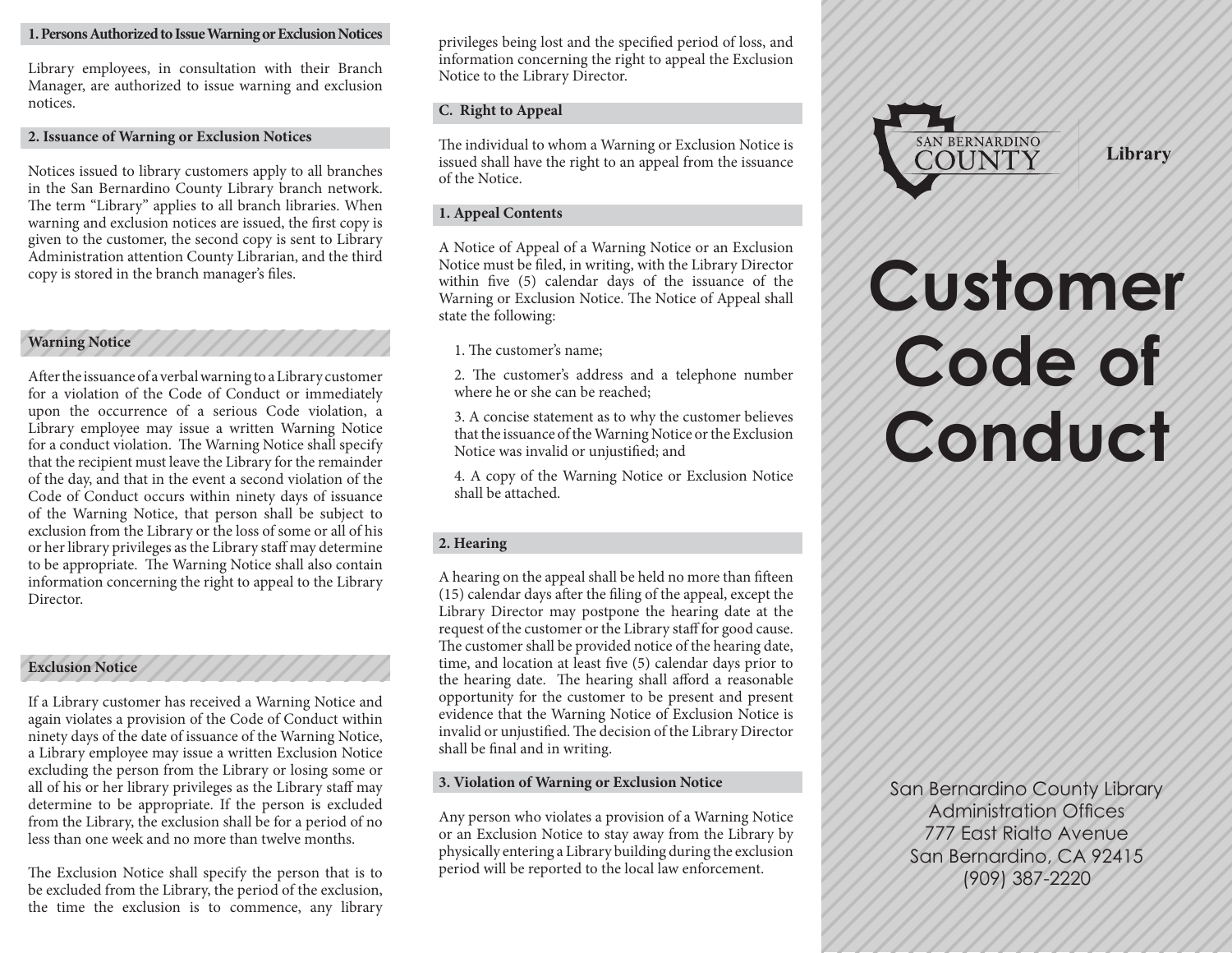### 1. Persons Authorized to Issue Warning or Exclusion Notices

Library employees, in consultation with their Branch Manager, are authorized to issue warning and exclusion notices.

### 2. Issuance of Warning or Exclusion Notices

Notices issued to library customers apply to all branches in the San Bernardino County Library branch network. The term "Library" applies to all branch libraries. When warning and exclusion notices are issued, the first copy is given to the customer, the second copy is sent to Library Administration attention County Librarian, and the third copy is stored in the branch manager's files.

### Warning Notice

After the issuance of a verbal warning to a Library customer for a violation of the Code of Conduct or immediately upon the occurrence of a serious Code violation, a Library employee may issue a written Warning Notice for a conduct violation. The Warning Notice shall specify that the recipient must leave the Library for the remainder of the day, and that in the event a second violation of the Code of Conduct occurs within ninety days of issuance of the Warning Notice, that person shall be subject to exclusion from the Library or the loss of some or all of his or her library privileges as the Library staff may determine to be appropriate. The Warning Notice shall also contain information concerning the right to appeal to the Library Director.

### Exclusion Notice

If a Library customer has received a Warning Notice and again violates a provision of the Code of Conduct within ninety days of the date of issuance of the Warning Notice, a Library employee may issue a written Exclusion Notice excluding the person from the Library or losing some or all of his or her library privileges as the Library staff may determine to be appropriate. If the person is excluded from the Library, the exclusion shall be for a period of no less than one week and no more than twelve months.

The Exclusion Notice shall specify the person that is to be excluded from the Library, the period of the exclusion, the time the exclusion is to commence, any library privileges being lost and the specified period of loss, and information concerning the right to appeal the Exclusion Notice to the Library Director.

### C. Right to Appeal

The individual to whom a Warning or Exclusion Notice is issued shall have the right to an appeal from the issuance of the Notice.

### 1. Appeal Contents

A Notice of Appeal of a Warning Notice or an Exclusion Notice must be filed, in writing, with the Library Director within five (5) calendar days of the issuance of the Warning or Exclusion Notice. The Notice of Appeal shall state the following:

1. The customer's name;
2. The customer's address and a telephone number where he or she can be reached;
3. A concise statement as to why the customer believes that the issuance of the Warning Notice or the Exclusion Notice was invalid or unjustified; and
4. A copy of the Warning Notice or Exclusion Notice shall be attached.

### 2. Hearing

A hearing on the appeal shall be held no more than fifteen (15) calendar days after the filing of the appeal, except the Library Director may postpone the hearing date at the request of the customer or the Library staff for good cause. The customer shall be provided notice of the hearing date, time, and location at least five (5) calendar days prior to the hearing date. The hearing shall afford a reasonable opportunity for the customer to be present and present evidence that the Warning Notice of Exclusion Notice is invalid or unjustified. The decision of the Library Director shall be final and in writing.

### 3. Violation of Warning or Exclusion Notice

Any person who violates a provision of a Warning Notice or an Exclusion Notice to stay away from the Library by physically entering a Library building during the exclusion period will be reported to the local law enforcement.

SAN BERNARDINO COUNTY

Library

# Customer Code of Conduct

San Bernardino County Library
Administration Offices
777 East Rialto Avenue
San Bernardino, CA 92415
(909) 387-2220